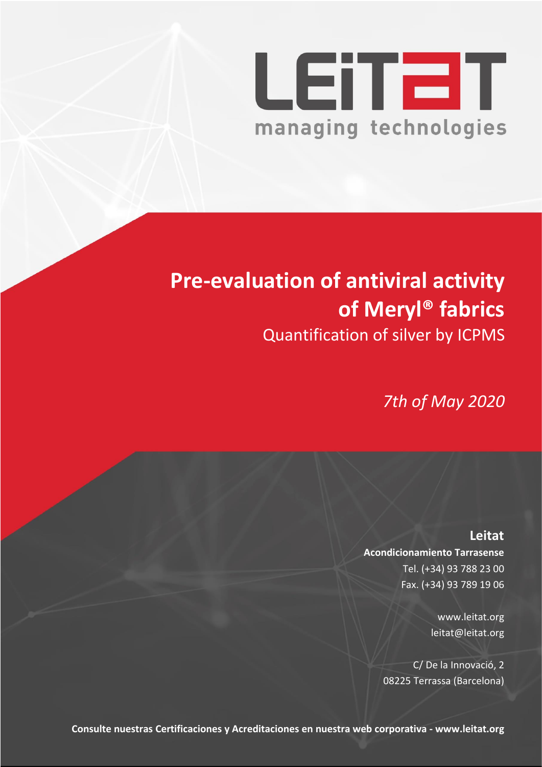LEITAT

managing technologies

# Pre-evaluation of antiviral activity of Meryl® fabrics

Quantification of silver by ICPMS

*7th of May 2020*

**Leitat**

**Acondicionamiento Tarrasense**

Tel. (+34) 93 788 23 00

Fax. (+34) 93 789 19 06

www.leitat.org

leitat@leitat.org

C/ De la Innovació, 2

08225 Terrassa (Barcelona)

**Consulte nuestras Certificaciones y Acreditaciones en nuestra web corporativa - www.leitat.org**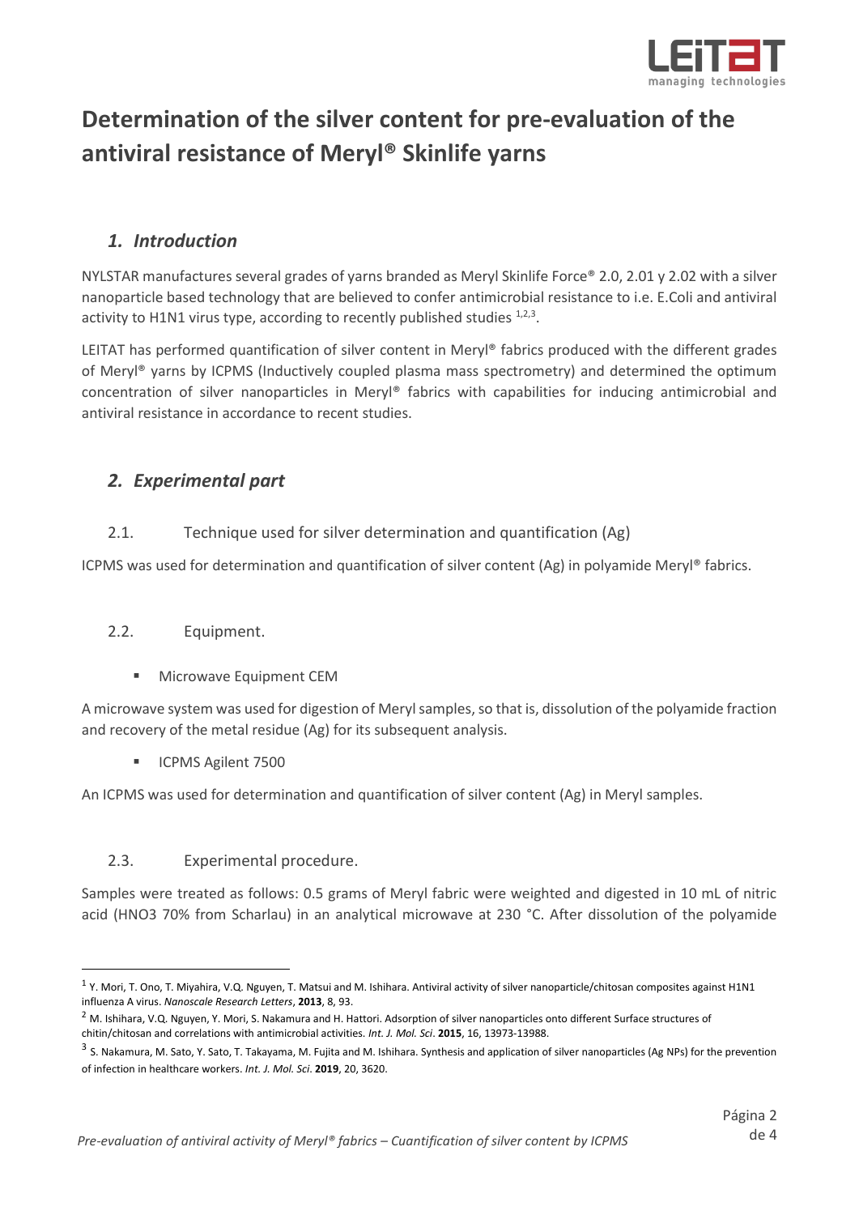# Determination of the silver content for pre-evaluation of the antiviral resistance of Meryl® Skinlife yarns

## *1. Introduction*

NYLSTAR manufactures several grades of yarns branded as Meryl Skinlife Force® 2.0, 2.01 y 2.02 with a silver nanoparticle based technology that are believed to confer antimicrobial resistance to i.e. E.Coli and antiviral activity to H1N1 virus type, according to recently published studies [1,2,3].

LEITAT has performed quantification of silver content in Meryl® fabrics produced with the different grades of Meryl® yarns by ICPMS (Inductively coupled plasma mass spectrometry) and determined the optimum concentration of silver nanoparticles in Meryl® fabrics with capabilities for inducing antimicrobial and antiviral resistance in accordance to recent studies.

## *2. Experimental part*

### 2.1. Technique used for silver determination and quantification (Ag)

ICPMS was used for determination and quantification of silver content (Ag) in polyamide Meryl® fabrics.

### 2.2. Equipment.

- Microwave Equipment CEM

A microwave system was used for digestion of Meryl samples, so that is, dissolution of the polyamide fraction and recovery of the metal residue (Ag) for its subsequent analysis.

- ICPMS Agilent 7500

An ICPMS was used for determination and quantification of silver content (Ag) in Meryl samples.

### 2.3. Experimental procedure.

Samples were treated as follows: 0.5 grams of Meryl fabric were weighted and digested in 10 mL of nitric acid ($HNO_3$ 70% from Scharlau) in an analytical microwave at 230 °C. After dissolution of the polyamide

---

[1] Y. Mori, T. Ono, T. Miyahira, V.Q. Nguyen, T. Matsui and M. Ishihara. Antiviral activity of silver nanoparticle/chitosan composites against H1N1 influenza A virus. *Nanoscale Research Letters*, **2013**, 8, 93.

[2] M. Ishihara, V.Q. Nguyen, Y. Mori, S. Nakamura and H. Hattori. Adsorption of silver nanoparticles onto different Surface structures of chitin/chitosan and correlations with antimicrobial activities. *Int. J. Mol. Sci*. **2015**, 16, 13973-13988.

[3] S. Nakamura, M. Sato, Y. Sato, T. Takayama, M. Fujita and M. Ishihara. Synthesis and application of silver nanoparticles (Ag NPs) for the prevention of infection in healthcare workers. *Int. J. Mol. Sci*. **2019**, 20, 3620.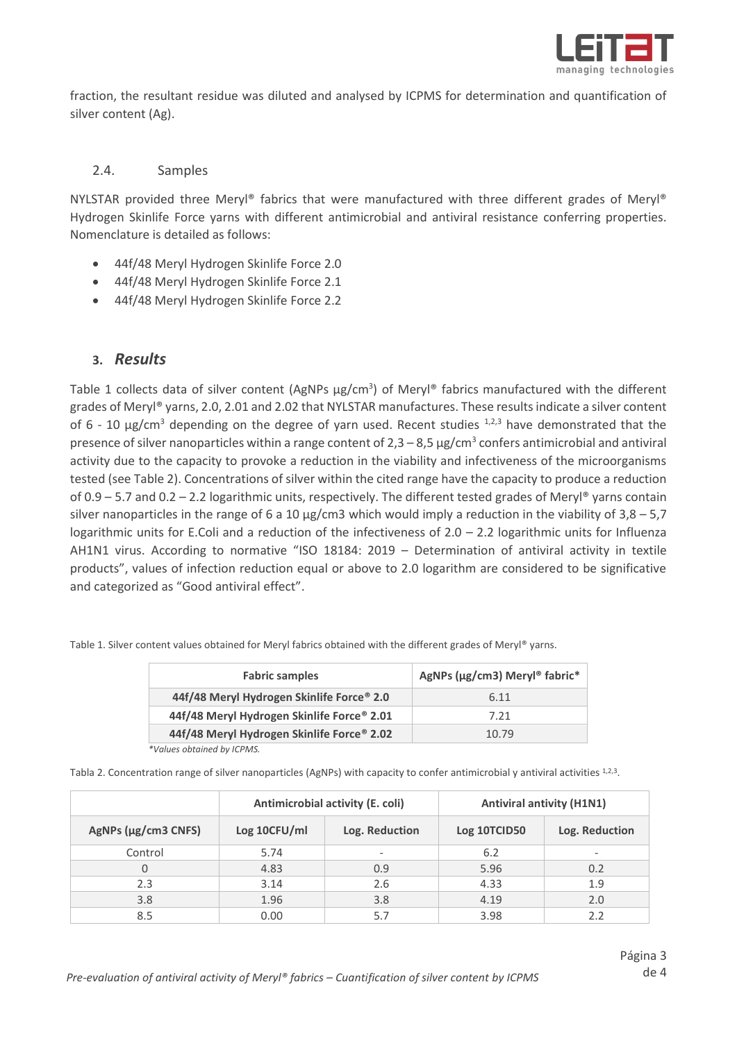fraction, the resultant residue was diluted and analysed by ICPMS for determination and quantification of silver content (Ag).

### 2.4. Samples

NYLSTAR provided three Meryl® fabrics that were manufactured with three different grades of Meryl® Hydrogen Skinlife Force yarns with different antimicrobial and antiviral resistance conferring properties. Nomenclature is detailed as follows:

- 44f/48 Meryl Hydrogen Skinlife Force 2.0
- 44f/48 Meryl Hydrogen Skinlife Force 2.1
- 44f/48 Meryl Hydrogen Skinlife Force 2.2

## 3. *Results*

Table 1 collects data of silver content (AgNPs $\mu g/cm^3$) of Meryl® fabrics manufactured with the different grades of Meryl® yarns, 2.0, 2.01 and 2.02 that NYLSTAR manufactures. These results indicate a silver content of 6 - 10 $\mu g/cm^3$ depending on the degree of yarn used. Recent studies [1,2,3] have demonstrated that the presence of silver nanoparticles within a range content of 2,3 – 8,5 $\mu g/cm^3$ confers antimicrobial and antiviral activity due to the capacity to provoke a reduction in the viability and infectiveness of the microorganisms tested (see Table 2). Concentrations of silver within the cited range have the capacity to produce a reduction of 0.9 – 5.7 and 0.2 – 2.2 logarithmic units, respectively. The different tested grades of Meryl® yarns contain silver nanoparticles in the range of 6 a 10 µg/cm3 which would imply a reduction in the viability of 3,8 – 5,7 logarithmic units for E.Coli and a reduction of the infectiveness of 2.0 – 2.2 logarithmic units for Influenza AH1N1 virus. According to normative "ISO 18184: 2019 – Determination of antiviral activity in textile products", values of infection reduction equal or above to 2.0 logarithm are considered to be significative and categorized as "Good antiviral effect".

Table 1. Silver content values obtained for Meryl fabrics obtained with the different grades of Meryl® yarns.

| Fabric samples | AgNPs (µg/cm3) Meryl® fabric* |
|---|---|
| 44f/48 Meryl Hydrogen Skinlife Force® 2.0 | 6.11 |
| 44f/48 Meryl Hydrogen Skinlife Force® 2.01 | 7.21 |
| 44f/48 Meryl Hydrogen Skinlife Force® 2.02 | 10.79 |

*Values obtained by ICPMS.*

Tabla 2. Concentration range of silver nanoparticles (AgNPs) with capacity to confer antimicrobial y antiviral activities [1,2,3].

| | Antimicrobial activity (E. coli) | | Antiviral antivity (H1N1) | |
|---|---|---|---|---|
| AgNPs (µg/cm3 CNFS) | Log 10CFU/ml | Log. Reduction | Log 10TCID50 | Log. Reduction |
| Control | 5.74 | - | 6.2 | - |
| 0 | 4.83 | 0.9 | 5.96 | 0.2 |
| 2.3 | 3.14 | 2.6 | 4.33 | 1.9 |
| 3.8 | 1.96 | 3.8 | 4.19 | 2.0 |
| 8.5 | 0.00 | 5.7 | 3.98 | 2.2 |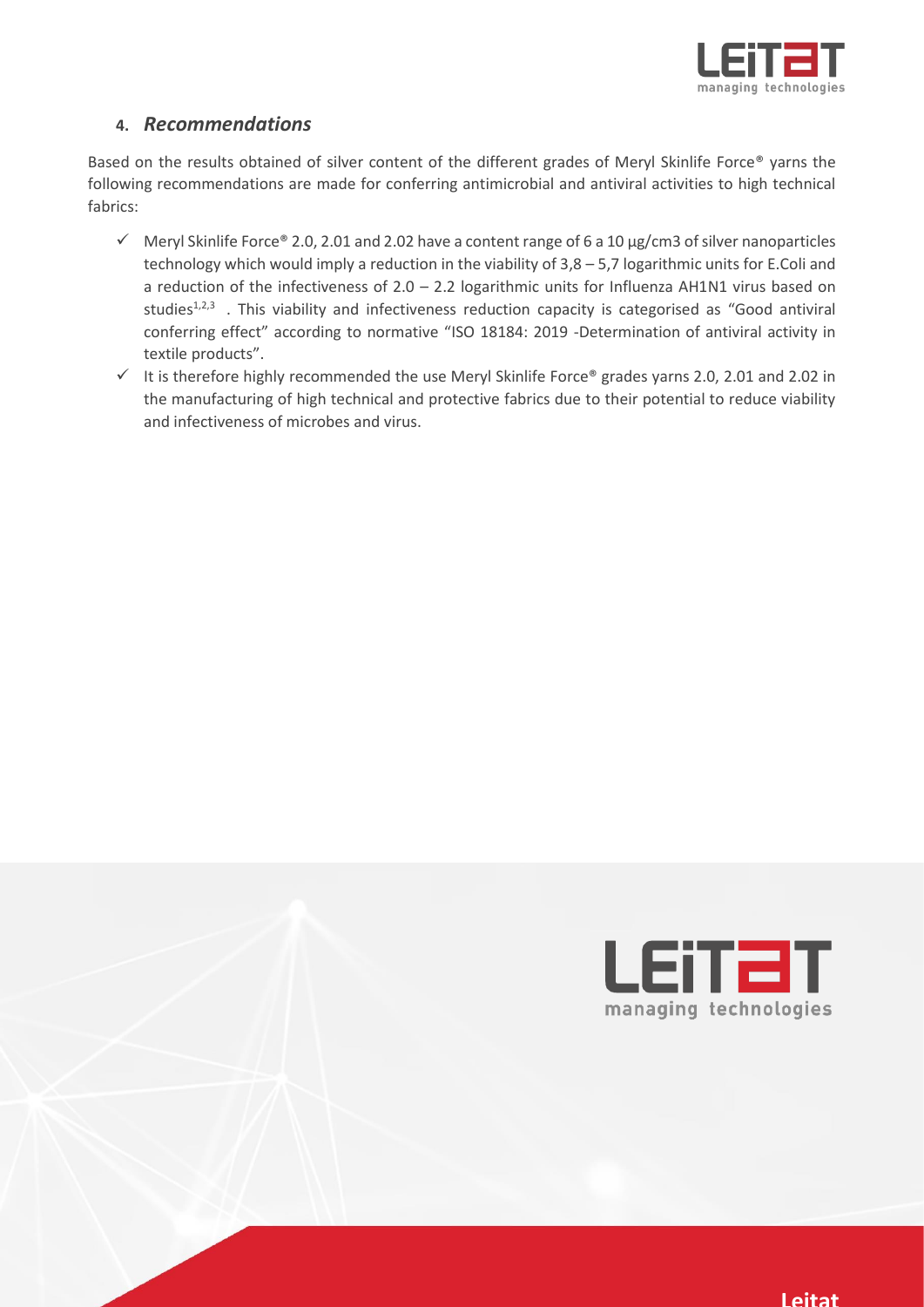## 4. *Recommendations*

Based on the results obtained of silver content of the different grades of Meryl Skinlife Force® yarns the following recommendations are made for conferring antimicrobial and antiviral activities to high technical fabrics:

- ✓ Meryl Skinlife Force® 2.0, 2.01 and 2.02 have a content range of 6 a 10 µg/cm3 of silver nanoparticles technology which would imply a reduction in the viability of 3,8 – 5,7 logarithmic units for E.Coli and a reduction of the infectiveness of 2.0 – 2.2 logarithmic units for Influenza AH1N1 virus based on studies[1,2,3] . This viability and infectiveness reduction capacity is categorised as "Good antiviral conferring effect" according to normative "ISO 18184: 2019 -Determination of antiviral activity in textile products".
- ✓ It is therefore highly recommended the use Meryl Skinlife Force® grades yarns 2.0, 2.01 and 2.02 in the manufacturing of high technical and protective fabrics due to their potential to reduce viability and infectiveness of microbes and virus.